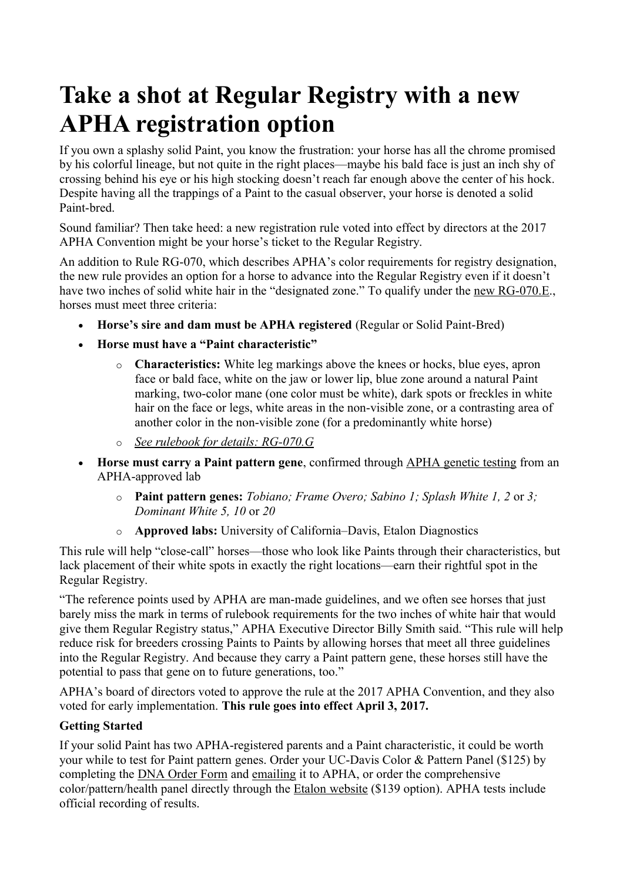# Take a shot at Regular Registry with a new APHA registration option

If you own a splashy solid Paint, you know the frustration: your horse has all the chrome promised by his colorful lineage, but not quite in the right places—maybe his bald face is just an inch shy of crossing behind his eye or his high stocking doesn't reach far enough above the center of his hock. Despite having all the trappings of a Paint to the casual observer, your horse is denoted a solid Paint-bred.

Sound familiar? Then take heed: a new registration rule voted into effect by directors at the 2017 APHA Convention might be your horse's ticket to the Regular Registry.

An addition to Rule RG-070, which describes APHA's color requirements for registry designation, the new rule provides an option for a horse to advance into the Regular Registry even if it doesn't have two inches of solid white hair in the "designated zone." To qualify under the new RG-070.E., horses must meet three criteria:

- **Horse's sire and dam must be APHA registered** (Regular or Solid Paint-Bred)
- **Horse must have a "Paint characteristic"**
  - **Characteristics:** White leg markings above the knees or hocks, blue eyes, apron face or bald face, white on the jaw or lower lip, blue zone around a natural Paint marking, two-color mane (one color must be white), dark spots or freckles in white hair on the face or legs, white areas in the non-visible zone, or a contrasting area of another color in the non-visible zone (for a predominantly white horse)
  - *See rulebook for details: RG-070.G*
- **Horse must carry a Paint pattern gene**, confirmed through APHA genetic testing from an APHA-approved lab
  - **Paint pattern genes:** *Tobiano; Frame Overo; Sabino 1; Splash White 1, 2* or *3; Dominant White 5, 10* or *20*
  - **Approved labs:** University of California–Davis, Etalon Diagnostics

This rule will help "close-call" horses—those who look like Paints through their characteristics, but lack placement of their white spots in exactly the right locations—earn their rightful spot in the Regular Registry.

"The reference points used by APHA are man-made guidelines, and we often see horses that just barely miss the mark in terms of rulebook requirements for the two inches of white hair that would give them Regular Registry status," APHA Executive Director Billy Smith said. "This rule will help reduce risk for breeders crossing Paints to Paints by allowing horses that meet all three guidelines into the Regular Registry. And because they carry a Paint pattern gene, these horses still have the potential to pass that gene on to future generations, too."

APHA's board of directors voted to approve the rule at the 2017 APHA Convention, and they also voted for early implementation. **This rule goes into effect April 3, 2017.**

**Getting Started**

If your solid Paint has two APHA-registered parents and a Paint characteristic, it could be worth your while to test for Paint pattern genes. Order your UC-Davis Color & Pattern Panel ($125) by completing the DNA Order Form and emailing it to APHA, or order the comprehensive color/pattern/health panel directly through the Etalon website ($139 option). APHA tests include official recording of results.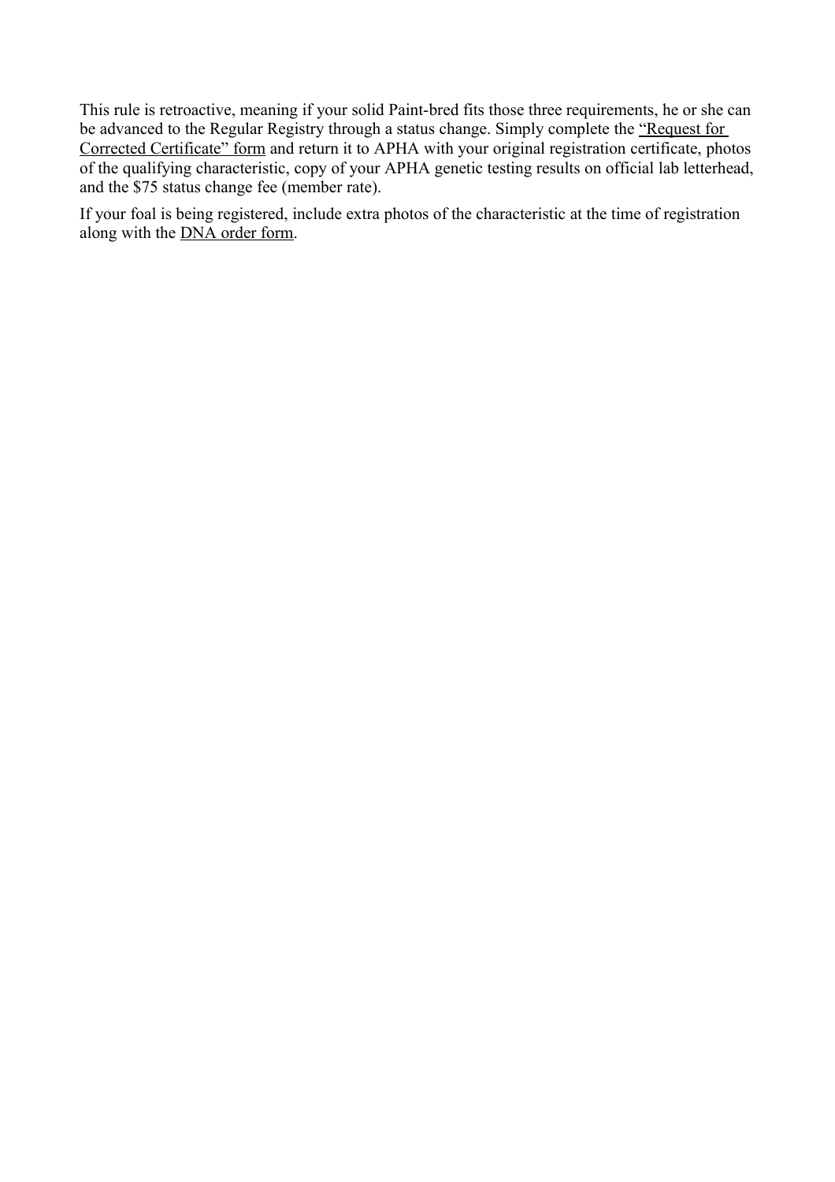This rule is retroactive, meaning if your solid Paint-bred fits those three requirements, he or she can be advanced to the Regular Registry through a status change. Simply complete the "Request for Corrected Certificate" form and return it to APHA with your original registration certificate, photos of the qualifying characteristic, copy of your APHA genetic testing results on official lab letterhead, and the $75 status change fee (member rate).

If your foal is being registered, include extra photos of the characteristic at the time of registration along with the DNA order form.